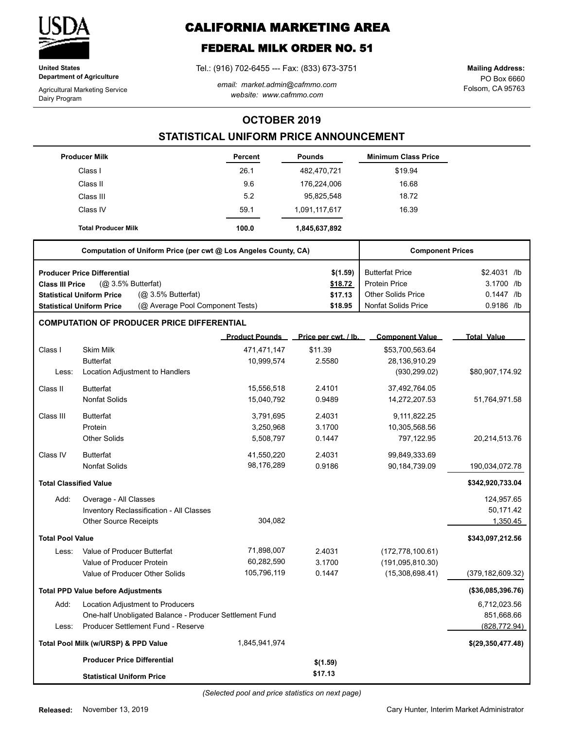**United States Department of Agriculture**

Agricultural Marketing Service
Dairy Program

# CALIFORNIA MARKETING AREA

## FEDERAL MILK ORDER NO. 51

Tel.: (916) 702-6455 --- Fax: (833) 673-3751

*email: market.admin@cafmmo.com*
*website: www.cafmmo.com*

**Mailing Address:**
PO Box 6660
Folsom, CA 95763

## OCTOBER 2019
## STATISTICAL UNIFORM PRICE ANNOUNCEMENT

| Producer Milk | Percent | Pounds | Minimum Class Price |
|---|---|---|---|
| Class I | 26.1 | 482,470,721 | $19.94 |
| Class II | 9.6 | 176,224,006 | 16.68 |
| Class III | 5.2 | 95,825,548 | 18.72 |
| Class IV | 59.1 | 1,091,117,617 | 16.39 |
| **Total Producer Milk** | **100.0** | **1,845,637,892** | |

| Computation of Uniform Price (per cwt @ Los Angeles County, CA) | | Component Prices | |
|---|---|---|---|
| **Producer Price Differential** | $(1.59) | Butterfat Price | $2.4031 /lb |
| **Class III Price** (@ 3.5% Butterfat) | $18.72 | Protein Price | 3.1700 /lb |
| **Statistical Uniform Price** (@ 3.5% Butterfat) | $17.13 | Other Solids Price | 0.1447 /lb |
| **Statistical Uniform Price** (@ Average Pool Component Tests) | $18.95 | Nonfat Solids Price | 0.9186 /lb |

### COMPUTATION OF PRODUCER PRICE DIFFERENTIAL

| | | Product Pounds | Price per cwt. / lb. | Component Value | Total Value |
|---|---|---|---|---|---|
| Class I | Skim Milk | 471,471,147 | $11.39 | $53,700,563.64 | |
| | Butterfat | 10,999,574 | 2.5580 | 28,136,910.29 | |
| Less: | Location Adjustment to Handlers | | | (930,299.02) | $80,907,174.92 |
| Class II | Butterfat | 15,556,518 | 2.4101 | 37,492,764.05 | |
| | Nonfat Solids | 15,040,792 | 0.9489 | 14,272,207.53 | 51,764,971.58 |
| Class III | Butterfat | 3,791,695 | 2.4031 | 9,111,822.25 | |
| | Protein | 3,250,968 | 3.1700 | 10,305,568.56 | |
| | Other Solids | 5,508,797 | 0.1447 | 797,122.95 | 20,214,513.76 |
| Class IV | Butterfat | 41,550,220 | 2.4031 | 99,849,333.69 | |
| | Nonfat Solids | 98,176,289 | 0.9186 | 90,184,739.09 | 190,034,072.78 |
| **Total Classified Value** | | | | | **$342,920,733.04** |
| Add: | Overage - All Classes | | | | 124,957.65 |
| | Inventory Reclassification - All Classes | | | | 50,171.42 |
| | Other Source Receipts | 304,082 | | | 1,350.45 |
| **Total Pool Value** | | | | | **$343,097,212.56** |
| Less: | Value of Producer Butterfat | 71,898,007 | 2.4031 | (172,778,100.61) | |
| | Value of Producer Protein | 60,282,590 | 3.1700 | (191,095,810.30) | |
| | Value of Producer Other Solids | 105,796,119 | 0.1447 | (15,308,698.41) | (379,182,609.32) |
| **Total PPD Value before Adjustments** | | | | | **($36,085,396.76)** |
| Add: | Location Adjustment to Producers | | | | 6,712,023.56 |
| | One-half Unobligated Balance - Producer Settlement Fund | | | | 851,668.66 |
| Less: | Producer Settlement Fund - Reserve | | | | (828,772.94) |
| **Total Pool Milk (w/URSP) & PPD Value** | | 1,845,941,974 | | | **$(29,350,477.48)** |
| | **Producer Price Differential** | | **$(1.59)** | | |
| | **Statistical Uniform Price** | | **$17.13** | | |

*(Selected pool and price statistics on next page)*

**Released:** November 13, 2019

Cary Hunter, Interim Market Administrator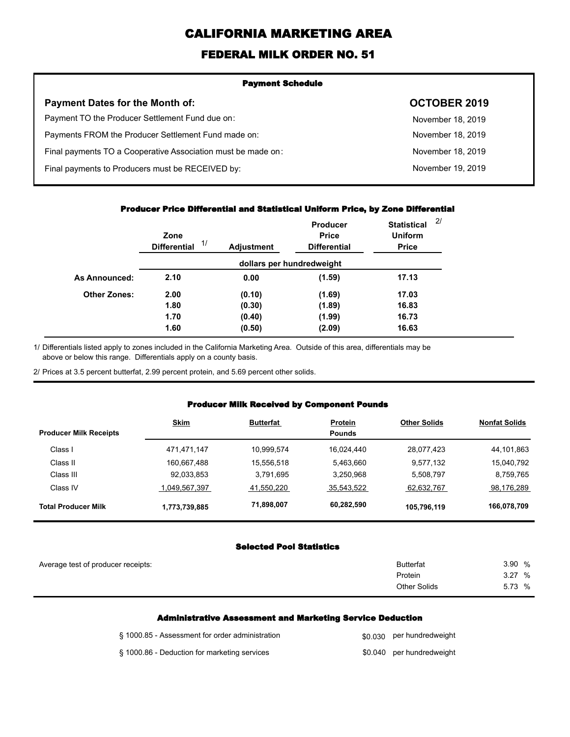# CALIFORNIA MARKETING AREA

## FEDERAL MILK ORDER NO. 51

### Payment Schedule

| Payment Dates for the Month of: | OCTOBER 2019 |
|---|---|
| Payment TO the Producer Settlement Fund due on: | November 18, 2019 |
| Payments FROM the Producer Settlement Fund made on: | November 18, 2019 |
| Final payments TO a Cooperative Association must be made on: | November 18, 2019 |
| Final payments to Producers must be RECEIVED by: | November 19, 2019 |

### Producer Price Differential and Statistical Uniform Price, by Zone Differential

| | Zone Differential 1/ | Adjustment | Producer Price Differential | Statistical Uniform Price 2/ |
|---|---|---|---|---|
| | dollars per hundredweight | | | |
| **As Announced:** | **2.10** | **0.00** | **(1.59)** | **17.13** |
| **Other Zones:** | **2.00** | **(0.10)** | **(1.69)** | **17.03** |
| | **1.80** | **(0.30)** | **(1.89)** | **16.83** |
| | **1.70** | **(0.40)** | **(1.99)** | **16.73** |
| | **1.60** | **(0.50)** | **(2.09)** | **16.63** |

1/ Differentials listed apply to zones included in the California Marketing Area. Outside of this area, differentials may be above or below this range. Differentials apply on a county basis.

2/ Prices at 3.5 percent butterfat, 2.99 percent protein, and 5.69 percent other solids.

### Producer Milk Received by Component Pounds

| Producer Milk Receipts | Skim | Butterfat | Protein | Other Solids | Nonfat Solids |
|---|---|---|---|---|---|
| | | | Pounds | | |
| Class I | 471,471,147 | 10,999,574 | 16,024,440 | 28,077,423 | 44,101,863 |
| Class II | 160,667,488 | 15,556,518 | 5,463,660 | 9,577,132 | 15,040,792 |
| Class III | 92,033,853 | 3,791,695 | 3,250,968 | 5,508,797 | 8,759,765 |
| Class IV | 1,049,567,397 | 41,550,220 | 35,543,522 | 62,632,767 | 98,176,289 |
| **Total Producer Milk** | **1,773,739,885** | **71,898,007** | **60,282,590** | **105,796,119** | **166,078,709** |

### Selected Pool Statistics

| Average test of producer receipts: | | |
|---|---|---|
| | Butterfat | 3.90 % |
| | Protein | 3.27 % |
| | Other Solids | 5.73 % |

### Administrative Assessment and Marketing Service Deduction

| | |
|---|---|
| § 1000.85 - Assessment for order administration | $0.030 per hundredweight |
| § 1000.86 - Deduction for marketing services | $0.040 per hundredweight |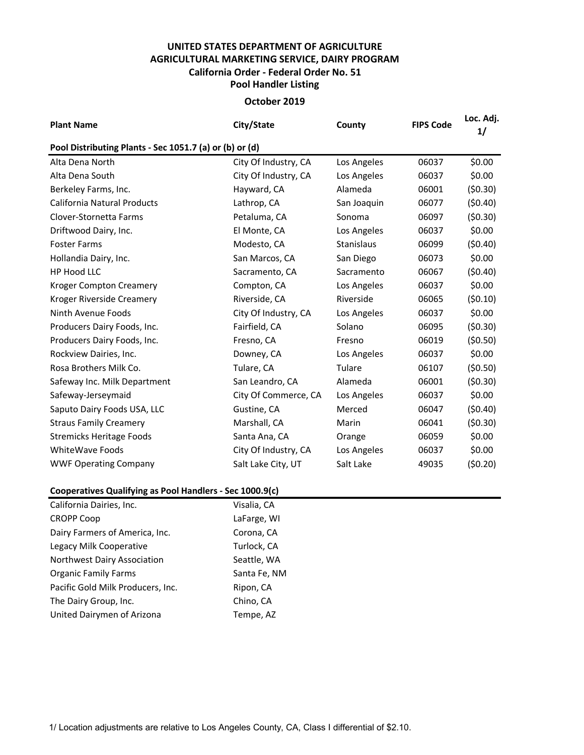**UNITED STATES DEPARTMENT OF AGRICULTURE**
**AGRICULTURAL MARKETING SERVICE, DAIRY PROGRAM**
**California Order - Federal Order No. 51**
**Pool Handler Listing**

**October 2019**

| Plant Name | City/State | County | FIPS Code | Loc. Adj. 1/ |
|---|---|---|---|---|
| **Pool Distributing Plants - Sec 1051.7 (a) or (b) or (d)** | | | | |
| Alta Dena North | City Of Industry, CA | Los Angeles | 06037 | $0.00 |
| Alta Dena South | City Of Industry, CA | Los Angeles | 06037 | $0.00 |
| Berkeley Farms, Inc. | Hayward, CA | Alameda | 06001 | ($0.30) |
| California Natural Products | Lathrop, CA | San Joaquin | 06077 | ($0.40) |
| Clover-Stornetta Farms | Petaluma, CA | Sonoma | 06097 | ($0.30) |
| Driftwood Dairy, Inc. | El Monte, CA | Los Angeles | 06037 | $0.00 |
| Foster Farms | Modesto, CA | Stanislaus | 06099 | ($0.40) |
| Hollandia Dairy, Inc. | San Marcos, CA | San Diego | 06073 | $0.00 |
| HP Hood LLC | Sacramento, CA | Sacramento | 06067 | ($0.40) |
| Kroger Compton Creamery | Compton, CA | Los Angeles | 06037 | $0.00 |
| Kroger Riverside Creamery | Riverside, CA | Riverside | 06065 | ($0.10) |
| Ninth Avenue Foods | City Of Industry, CA | Los Angeles | 06037 | $0.00 |
| Producers Dairy Foods, Inc. | Fairfield, CA | Solano | 06095 | ($0.30) |
| Producers Dairy Foods, Inc. | Fresno, CA | Fresno | 06019 | ($0.50) |
| Rockview Dairies, Inc. | Downey, CA | Los Angeles | 06037 | $0.00 |
| Rosa Brothers Milk Co. | Tulare, CA | Tulare | 06107 | ($0.50) |
| Safeway Inc. Milk Department | San Leandro, CA | Alameda | 06001 | ($0.30) |
| Safeway-Jerseymaid | City Of Commerce, CA | Los Angeles | 06037 | $0.00 |
| Saputo Dairy Foods USA, LLC | Gustine, CA | Merced | 06047 | ($0.40) |
| Straus Family Creamery | Marshall, CA | Marin | 06041 | ($0.30) |
| Stremicks Heritage Foods | Santa Ana, CA | Orange | 06059 | $0.00 |
| WhiteWave Foods | City Of Industry, CA | Los Angeles | 06037 | $0.00 |
| WWF Operating Company | Salt Lake City, UT | Salt Lake | 49035 | ($0.20) |

**Cooperatives Qualifying as Pool Handlers - Sec 1000.9(c)**

| | |
|---|---|
| California Dairies, Inc. | Visalia, CA |
| CROPP Coop | LaFarge, WI |
| Dairy Farmers of America, Inc. | Corona, CA |
| Legacy Milk Cooperative | Turlock, CA |
| Northwest Dairy Association | Seattle, WA |
| Organic Family Farms | Santa Fe, NM |
| Pacific Gold Milk Producers, Inc. | Ripon, CA |
| The Dairy Group, Inc. | Chino, CA |
| United Dairymen of Arizona | Tempe, AZ |

1/ Location adjustments are relative to Los Angeles County, CA, Class I differential of $2.10.